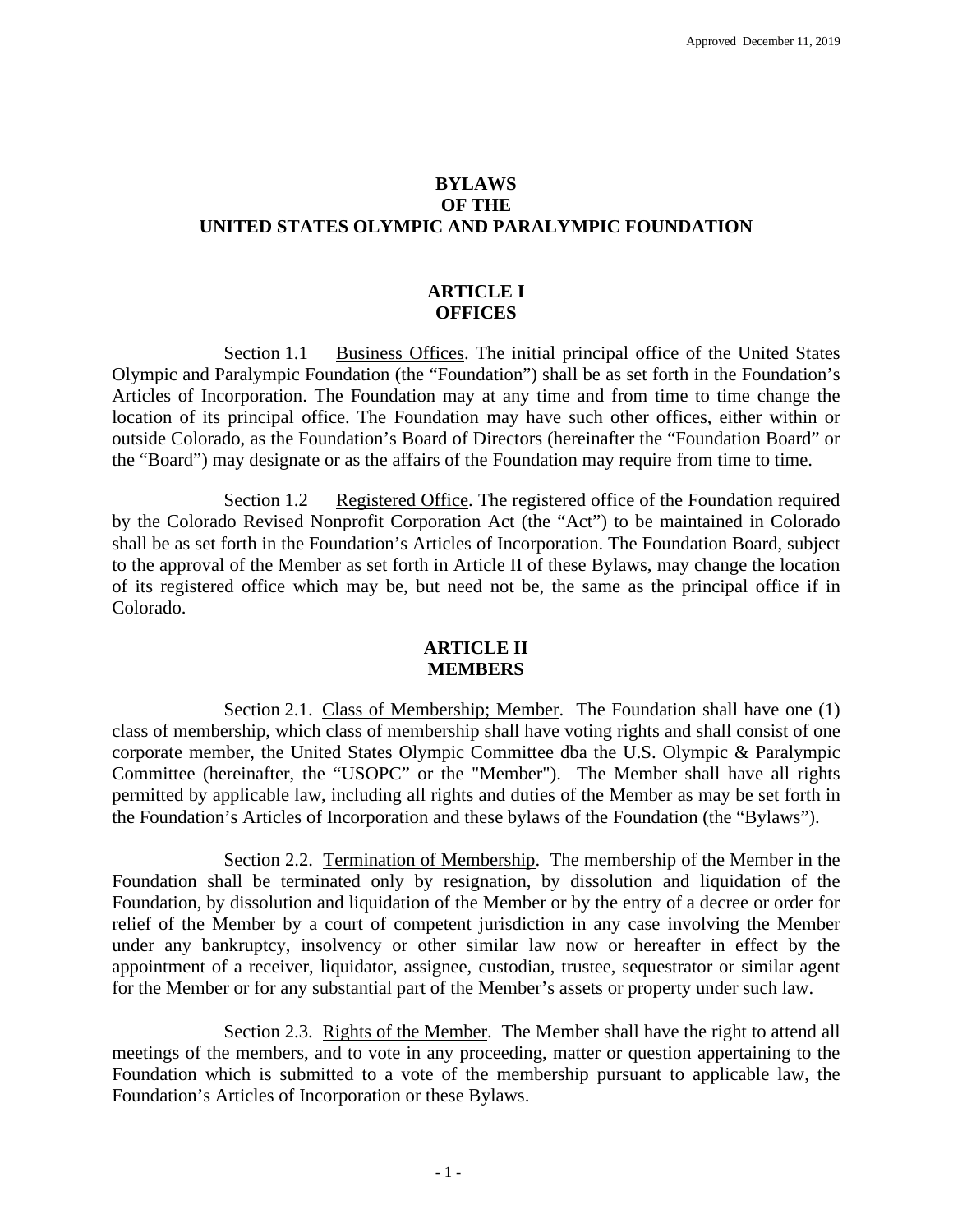Approved December 11, 2019

# BYLAWS
# OF THE
# UNITED STATES OLYMPIC AND PARALYMPIC FOUNDATION

## ARTICLE I
## OFFICES

Section 1.1 Business Offices. The initial principal office of the United States Olympic and Paralympic Foundation (the "Foundation") shall be as set forth in the Foundation's Articles of Incorporation. The Foundation may at any time and from time to time change the location of its principal office. The Foundation may have such other offices, either within or outside Colorado, as the Foundation's Board of Directors (hereinafter the "Foundation Board" or the "Board") may designate or as the affairs of the Foundation may require from time to time.

Section 1.2 Registered Office. The registered office of the Foundation required by the Colorado Revised Nonprofit Corporation Act (the "Act") to be maintained in Colorado shall be as set forth in the Foundation's Articles of Incorporation. The Foundation Board, subject to the approval of the Member as set forth in Article II of these Bylaws, may change the location of its registered office which may be, but need not be, the same as the principal office if in Colorado.

## ARTICLE II
## MEMBERS

Section 2.1. Class of Membership; Member. The Foundation shall have one (1) class of membership, which class of membership shall have voting rights and shall consist of one corporate member, the United States Olympic Committee dba the U.S. Olympic & Paralympic Committee (hereinafter, the "USOPC" or the "Member"). The Member shall have all rights permitted by applicable law, including all rights and duties of the Member as may be set forth in the Foundation's Articles of Incorporation and these bylaws of the Foundation (the "Bylaws").

Section 2.2. Termination of Membership. The membership of the Member in the Foundation shall be terminated only by resignation, by dissolution and liquidation of the Foundation, by dissolution and liquidation of the Member or by the entry of a decree or order for relief of the Member by a court of competent jurisdiction in any case involving the Member under any bankruptcy, insolvency or other similar law now or hereafter in effect by the appointment of a receiver, liquidator, assignee, custodian, trustee, sequestrator or similar agent for the Member or for any substantial part of the Member's assets or property under such law.

Section 2.3. Rights of the Member. The Member shall have the right to attend all meetings of the members, and to vote in any proceeding, matter or question appertaining to the Foundation which is submitted to a vote of the membership pursuant to applicable law, the Foundation's Articles of Incorporation or these Bylaws.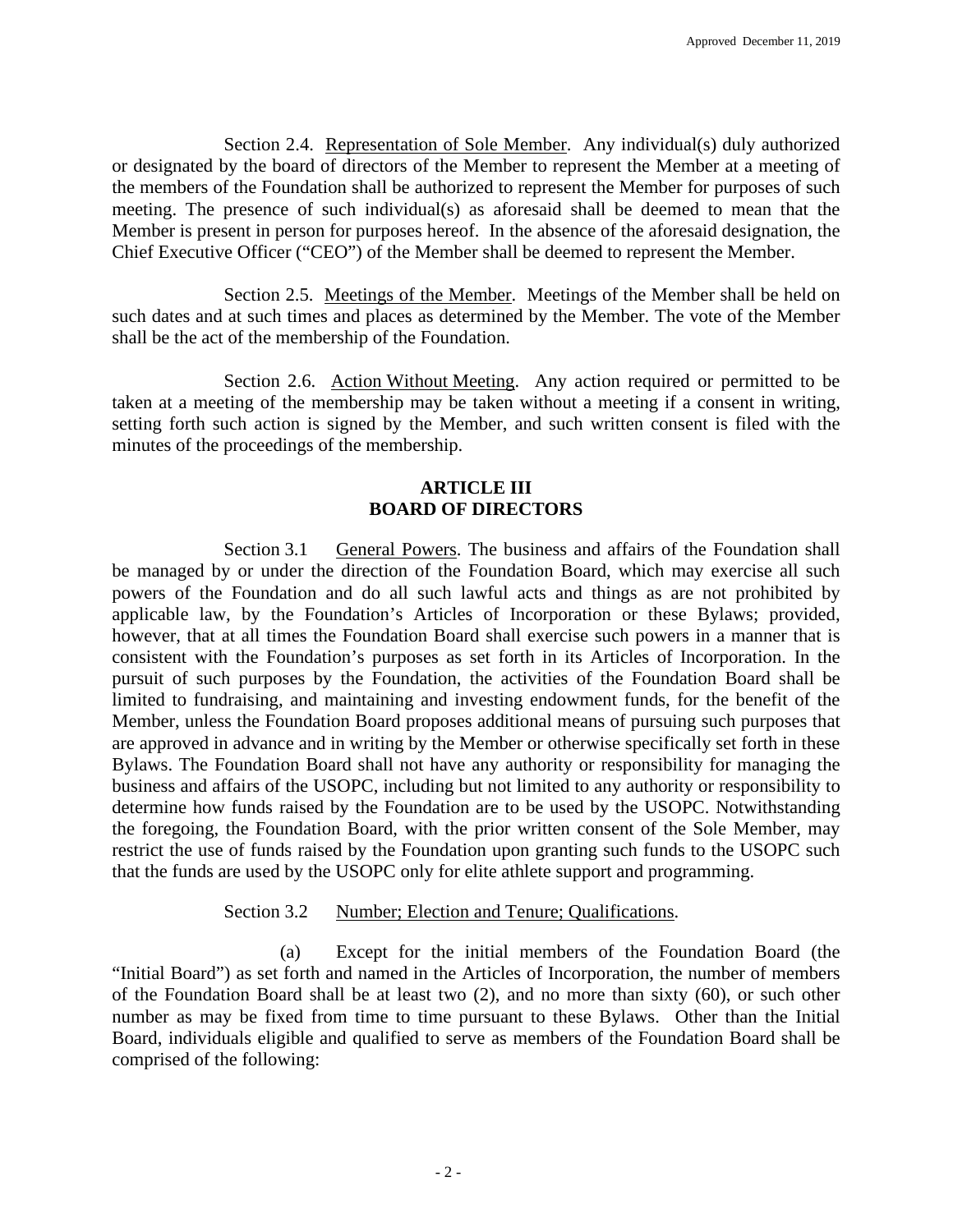Section 2.4. <u>Representation of Sole Member</u>. Any individual(s) duly authorized or designated by the board of directors of the Member to represent the Member at a meeting of the members of the Foundation shall be authorized to represent the Member for purposes of such meeting. The presence of such individual(s) as aforesaid shall be deemed to mean that the Member is present in person for purposes hereof. In the absence of the aforesaid designation, the Chief Executive Officer ("CEO") of the Member shall be deemed to represent the Member.

Section 2.5. <u>Meetings of the Member</u>. Meetings of the Member shall be held on such dates and at such times and places as determined by the Member. The vote of the Member shall be the act of the membership of the Foundation.

Section 2.6. <u>Action Without Meeting</u>. Any action required or permitted to be taken at a meeting of the membership may be taken without a meeting if a consent in writing, setting forth such action is signed by the Member, and such written consent is filed with the minutes of the proceedings of the membership.

## ARTICLE III
## BOARD OF DIRECTORS

Section 3.1 <u>General Powers</u>. The business and affairs of the Foundation shall be managed by or under the direction of the Foundation Board, which may exercise all such powers of the Foundation and do all such lawful acts and things as are not prohibited by applicable law, by the Foundation's Articles of Incorporation or these Bylaws; provided, however, that at all times the Foundation Board shall exercise such powers in a manner that is consistent with the Foundation's purposes as set forth in its Articles of Incorporation. In the pursuit of such purposes by the Foundation, the activities of the Foundation Board shall be limited to fundraising, and maintaining and investing endowment funds, for the benefit of the Member, unless the Foundation Board proposes additional means of pursuing such purposes that are approved in advance and in writing by the Member or otherwise specifically set forth in these Bylaws. The Foundation Board shall not have any authority or responsibility for managing the business and affairs of the USOPC, including but not limited to any authority or responsibility to determine how funds raised by the Foundation are to be used by the USOPC. Notwithstanding the foregoing, the Foundation Board, with the prior written consent of the Sole Member, may restrict the use of funds raised by the Foundation upon granting such funds to the USOPC such that the funds are used by the USOPC only for elite athlete support and programming.

Section 3.2 <u>Number; Election and Tenure; Qualifications</u>.

(a) Except for the initial members of the Foundation Board (the "Initial Board") as set forth and named in the Articles of Incorporation, the number of members of the Foundation Board shall be at least two (2), and no more than sixty (60), or such other number as may be fixed from time to time pursuant to these Bylaws. Other than the Initial Board, individuals eligible and qualified to serve as members of the Foundation Board shall be comprised of the following: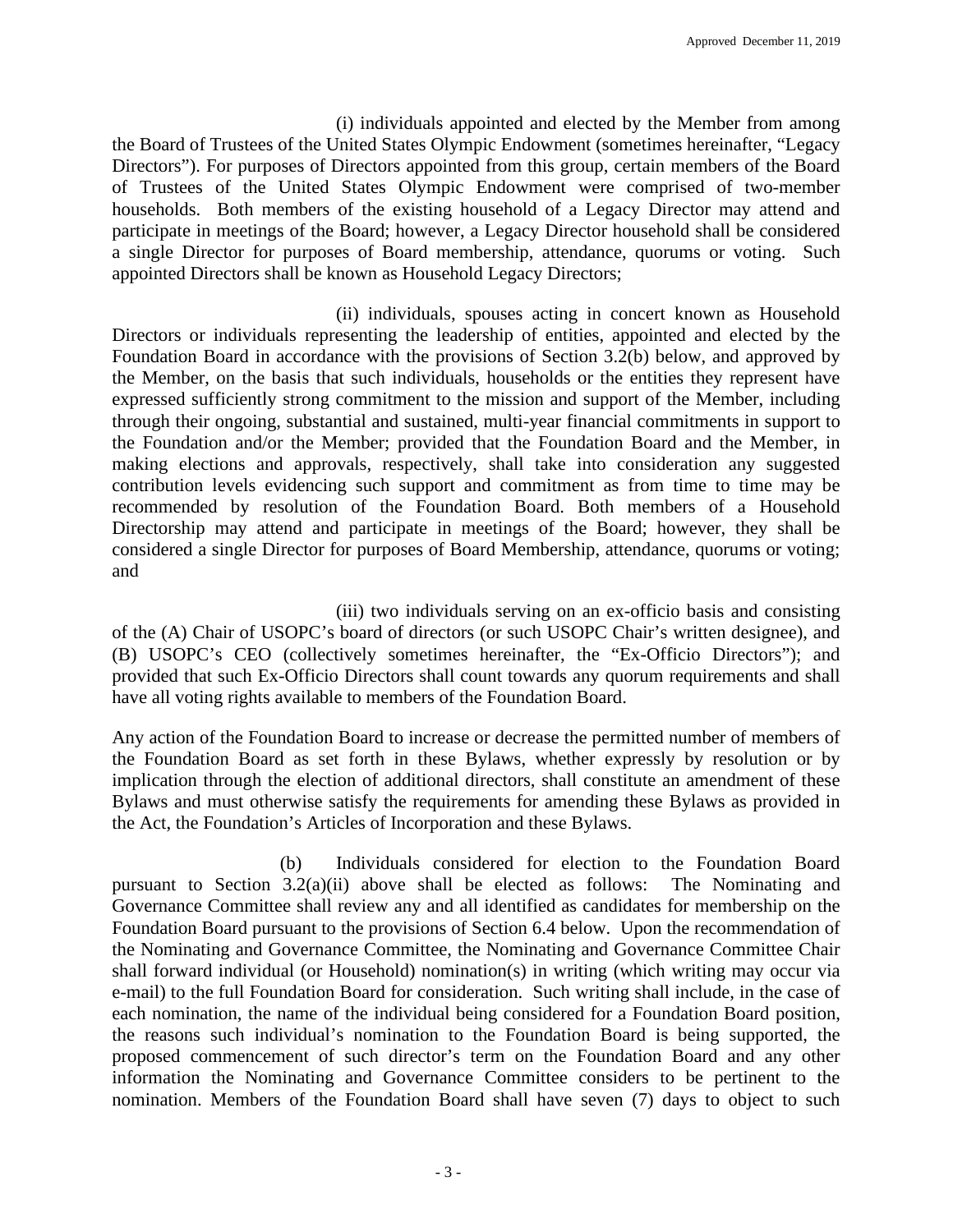(i) individuals appointed and elected by the Member from among the Board of Trustees of the United States Olympic Endowment (sometimes hereinafter, "Legacy Directors"). For purposes of Directors appointed from this group, certain members of the Board of Trustees of the United States Olympic Endowment were comprised of two-member households. Both members of the existing household of a Legacy Director may attend and participate in meetings of the Board; however, a Legacy Director household shall be considered a single Director for purposes of Board membership, attendance, quorums or voting. Such appointed Directors shall be known as Household Legacy Directors;

(ii) individuals, spouses acting in concert known as Household Directors or individuals representing the leadership of entities, appointed and elected by the Foundation Board in accordance with the provisions of Section 3.2(b) below, and approved by the Member, on the basis that such individuals, households or the entities they represent have expressed sufficiently strong commitment to the mission and support of the Member, including through their ongoing, substantial and sustained, multi-year financial commitments in support to the Foundation and/or the Member; provided that the Foundation Board and the Member, in making elections and approvals, respectively, shall take into consideration any suggested contribution levels evidencing such support and commitment as from time to time may be recommended by resolution of the Foundation Board. Both members of a Household Directorship may attend and participate in meetings of the Board; however, they shall be considered a single Director for purposes of Board Membership, attendance, quorums or voting; and

(iii) two individuals serving on an ex-officio basis and consisting of the (A) Chair of USOPC's board of directors (or such USOPC Chair's written designee), and (B) USOPC's CEO (collectively sometimes hereinafter, the "Ex-Officio Directors"); and provided that such Ex-Officio Directors shall count towards any quorum requirements and shall have all voting rights available to members of the Foundation Board.

Any action of the Foundation Board to increase or decrease the permitted number of members of the Foundation Board as set forth in these Bylaws, whether expressly by resolution or by implication through the election of additional directors, shall constitute an amendment of these Bylaws and must otherwise satisfy the requirements for amending these Bylaws as provided in the Act, the Foundation's Articles of Incorporation and these Bylaws.

(b) Individuals considered for election to the Foundation Board pursuant to Section 3.2(a)(ii) above shall be elected as follows: The Nominating and Governance Committee shall review any and all identified as candidates for membership on the Foundation Board pursuant to the provisions of Section 6.4 below. Upon the recommendation of the Nominating and Governance Committee, the Nominating and Governance Committee Chair shall forward individual (or Household) nomination(s) in writing (which writing may occur via e-mail) to the full Foundation Board for consideration. Such writing shall include, in the case of each nomination, the name of the individual being considered for a Foundation Board position, the reasons such individual's nomination to the Foundation Board is being supported, the proposed commencement of such director's term on the Foundation Board and any other information the Nominating and Governance Committee considers to be pertinent to the nomination. Members of the Foundation Board shall have seven (7) days to object to such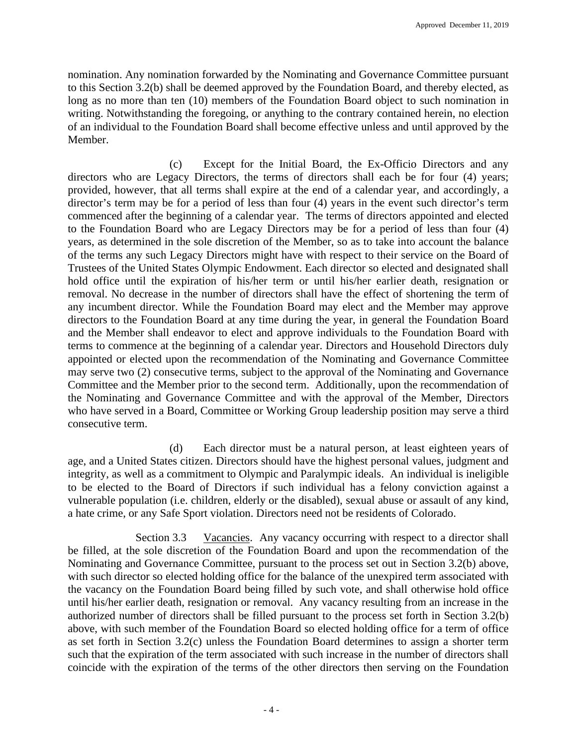nomination. Any nomination forwarded by the Nominating and Governance Committee pursuant to this Section 3.2(b) shall be deemed approved by the Foundation Board, and thereby elected, as long as no more than ten (10) members of the Foundation Board object to such nomination in writing. Notwithstanding the foregoing, or anything to the contrary contained herein, no election of an individual to the Foundation Board shall become effective unless and until approved by the Member.

(c) Except for the Initial Board, the Ex-Officio Directors and any directors who are Legacy Directors, the terms of directors shall each be for four (4) years; provided, however, that all terms shall expire at the end of a calendar year, and accordingly, a director's term may be for a period of less than four (4) years in the event such director's term commenced after the beginning of a calendar year. The terms of directors appointed and elected to the Foundation Board who are Legacy Directors may be for a period of less than four (4) years, as determined in the sole discretion of the Member, so as to take into account the balance of the terms any such Legacy Directors might have with respect to their service on the Board of Trustees of the United States Olympic Endowment. Each director so elected and designated shall hold office until the expiration of his/her term or until his/her earlier death, resignation or removal. No decrease in the number of directors shall have the effect of shortening the term of any incumbent director. While the Foundation Board may elect and the Member may approve directors to the Foundation Board at any time during the year, in general the Foundation Board and the Member shall endeavor to elect and approve individuals to the Foundation Board with terms to commence at the beginning of a calendar year. Directors and Household Directors duly appointed or elected upon the recommendation of the Nominating and Governance Committee may serve two (2) consecutive terms, subject to the approval of the Nominating and Governance Committee and the Member prior to the second term. Additionally, upon the recommendation of the Nominating and Governance Committee and with the approval of the Member, Directors who have served in a Board, Committee or Working Group leadership position may serve a third consecutive term.

(d) Each director must be a natural person, at least eighteen years of age, and a United States citizen. Directors should have the highest personal values, judgment and integrity, as well as a commitment to Olympic and Paralympic ideals. An individual is ineligible to be elected to the Board of Directors if such individual has a felony conviction against a vulnerable population (i.e. children, elderly or the disabled), sexual abuse or assault of any kind, a hate crime, or any Safe Sport violation. Directors need not be residents of Colorado.

Section 3.3 Vacancies. Any vacancy occurring with respect to a director shall be filled, at the sole discretion of the Foundation Board and upon the recommendation of the Nominating and Governance Committee, pursuant to the process set out in Section 3.2(b) above, with such director so elected holding office for the balance of the unexpired term associated with the vacancy on the Foundation Board being filled by such vote, and shall otherwise hold office until his/her earlier death, resignation or removal. Any vacancy resulting from an increase in the authorized number of directors shall be filled pursuant to the process set forth in Section 3.2(b) above, with such member of the Foundation Board so elected holding office for a term of office as set forth in Section 3.2(c) unless the Foundation Board determines to assign a shorter term such that the expiration of the term associated with such increase in the number of directors shall coincide with the expiration of the terms of the other directors then serving on the Foundation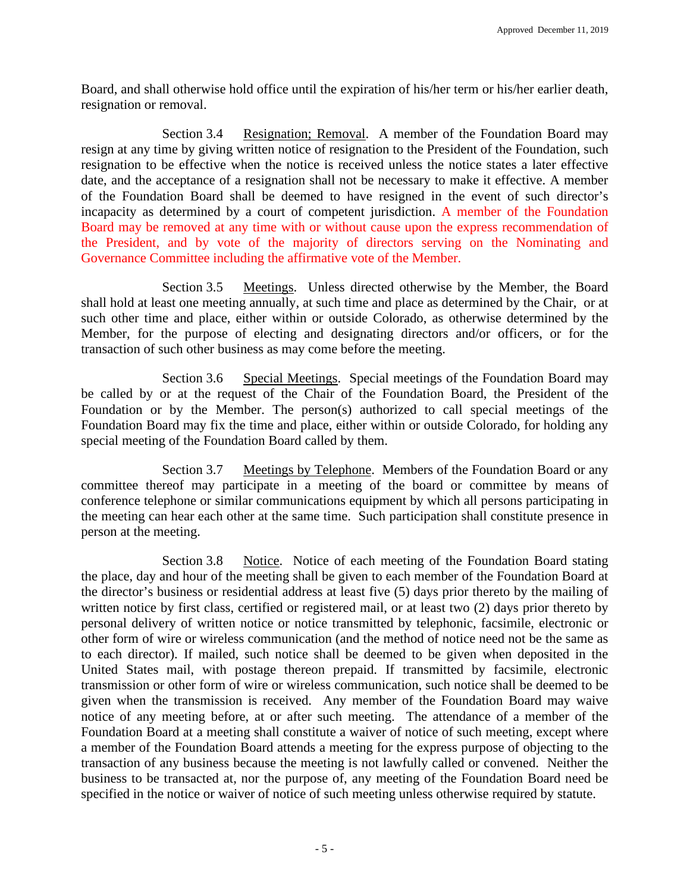Board, and shall otherwise hold office until the expiration of his/her term or his/her earlier death, resignation or removal.

Section 3.4 Resignation; Removal. A member of the Foundation Board may resign at any time by giving written notice of resignation to the President of the Foundation, such resignation to be effective when the notice is received unless the notice states a later effective date, and the acceptance of a resignation shall not be necessary to make it effective. A member of the Foundation Board shall be deemed to have resigned in the event of such director's incapacity as determined by a court of competent jurisdiction. A member of the Foundation Board may be removed at any time with or without cause upon the express recommendation of the President, and by vote of the majority of directors serving on the Nominating and Governance Committee including the affirmative vote of the Member.

Section 3.5 Meetings. Unless directed otherwise by the Member, the Board shall hold at least one meeting annually, at such time and place as determined by the Chair, or at such other time and place, either within or outside Colorado, as otherwise determined by the Member, for the purpose of electing and designating directors and/or officers, or for the transaction of such other business as may come before the meeting.

Section 3.6 Special Meetings. Special meetings of the Foundation Board may be called by or at the request of the Chair of the Foundation Board, the President of the Foundation or by the Member. The person(s) authorized to call special meetings of the Foundation Board may fix the time and place, either within or outside Colorado, for holding any special meeting of the Foundation Board called by them.

Section 3.7 Meetings by Telephone. Members of the Foundation Board or any committee thereof may participate in a meeting of the board or committee by means of conference telephone or similar communications equipment by which all persons participating in the meeting can hear each other at the same time. Such participation shall constitute presence in person at the meeting.

Section 3.8 Notice. Notice of each meeting of the Foundation Board stating the place, day and hour of the meeting shall be given to each member of the Foundation Board at the director's business or residential address at least five (5) days prior thereto by the mailing of written notice by first class, certified or registered mail, or at least two (2) days prior thereto by personal delivery of written notice or notice transmitted by telephonic, facsimile, electronic or other form of wire or wireless communication (and the method of notice need not be the same as to each director). If mailed, such notice shall be deemed to be given when deposited in the United States mail, with postage thereon prepaid. If transmitted by facsimile, electronic transmission or other form of wire or wireless communication, such notice shall be deemed to be given when the transmission is received. Any member of the Foundation Board may waive notice of any meeting before, at or after such meeting. The attendance of a member of the Foundation Board at a meeting shall constitute a waiver of notice of such meeting, except where a member of the Foundation Board attends a meeting for the express purpose of objecting to the transaction of any business because the meeting is not lawfully called or convened. Neither the business to be transacted at, nor the purpose of, any meeting of the Foundation Board need be specified in the notice or waiver of notice of such meeting unless otherwise required by statute.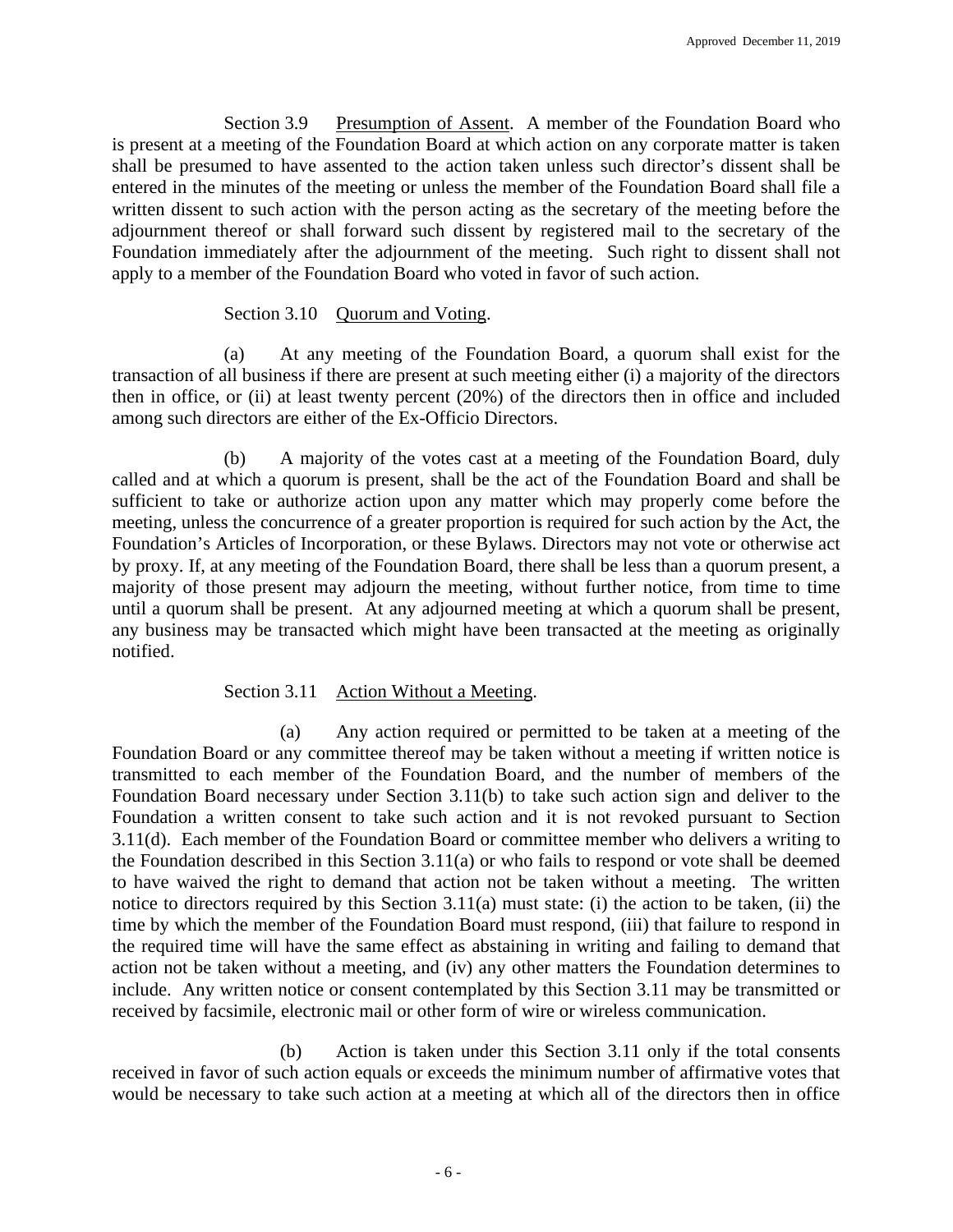Section 3.9 Presumption of Assent. A member of the Foundation Board who is present at a meeting of the Foundation Board at which action on any corporate matter is taken shall be presumed to have assented to the action taken unless such director's dissent shall be entered in the minutes of the meeting or unless the member of the Foundation Board shall file a written dissent to such action with the person acting as the secretary of the meeting before the adjournment thereof or shall forward such dissent by registered mail to the secretary of the Foundation immediately after the adjournment of the meeting. Such right to dissent shall not apply to a member of the Foundation Board who voted in favor of such action.

Section 3.10 Quorum and Voting.

(a) At any meeting of the Foundation Board, a quorum shall exist for the transaction of all business if there are present at such meeting either (i) a majority of the directors then in office, or (ii) at least twenty percent (20%) of the directors then in office and included among such directors are either of the Ex-Officio Directors.

(b) A majority of the votes cast at a meeting of the Foundation Board, duly called and at which a quorum is present, shall be the act of the Foundation Board and shall be sufficient to take or authorize action upon any matter which may properly come before the meeting, unless the concurrence of a greater proportion is required for such action by the Act, the Foundation's Articles of Incorporation, or these Bylaws. Directors may not vote or otherwise act by proxy. If, at any meeting of the Foundation Board, there shall be less than a quorum present, a majority of those present may adjourn the meeting, without further notice, from time to time until a quorum shall be present. At any adjourned meeting at which a quorum shall be present, any business may be transacted which might have been transacted at the meeting as originally notified.

Section 3.11 Action Without a Meeting.

(a) Any action required or permitted to be taken at a meeting of the Foundation Board or any committee thereof may be taken without a meeting if written notice is transmitted to each member of the Foundation Board, and the number of members of the Foundation Board necessary under Section 3.11(b) to take such action sign and deliver to the Foundation a written consent to take such action and it is not revoked pursuant to Section 3.11(d). Each member of the Foundation Board or committee member who delivers a writing to the Foundation described in this Section 3.11(a) or who fails to respond or vote shall be deemed to have waived the right to demand that action not be taken without a meeting. The written notice to directors required by this Section 3.11(a) must state: (i) the action to be taken, (ii) the time by which the member of the Foundation Board must respond, (iii) that failure to respond in the required time will have the same effect as abstaining in writing and failing to demand that action not be taken without a meeting, and (iv) any other matters the Foundation determines to include. Any written notice or consent contemplated by this Section 3.11 may be transmitted or received by facsimile, electronic mail or other form of wire or wireless communication.

(b) Action is taken under this Section 3.11 only if the total consents received in favor of such action equals or exceeds the minimum number of affirmative votes that would be necessary to take such action at a meeting at which all of the directors then in office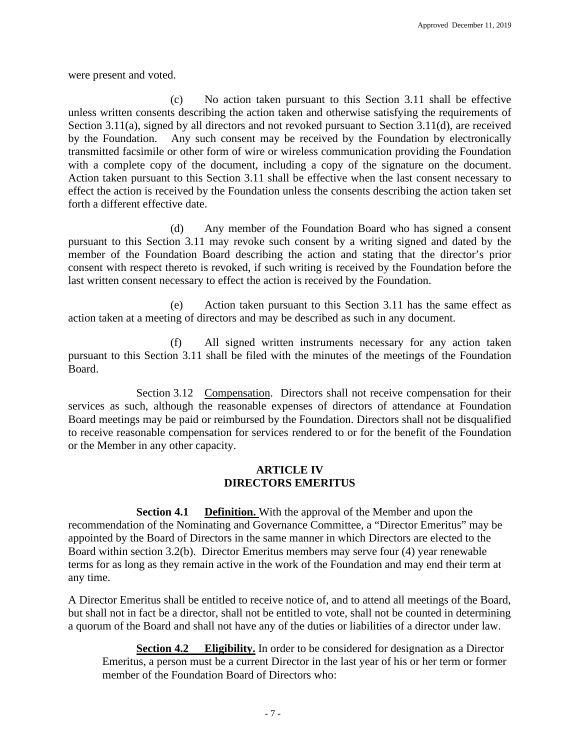were present and voted.

(c) No action taken pursuant to this Section 3.11 shall be effective unless written consents describing the action taken and otherwise satisfying the requirements of Section 3.11(a), signed by all directors and not revoked pursuant to Section 3.11(d), are received by the Foundation. Any such consent may be received by the Foundation by electronically transmitted facsimile or other form of wire or wireless communication providing the Foundation with a complete copy of the document, including a copy of the signature on the document. Action taken pursuant to this Section 3.11 shall be effective when the last consent necessary to effect the action is received by the Foundation unless the consents describing the action taken set forth a different effective date.

(d) Any member of the Foundation Board who has signed a consent pursuant to this Section 3.11 may revoke such consent by a writing signed and dated by the member of the Foundation Board describing the action and stating that the director's prior consent with respect thereto is revoked, if such writing is received by the Foundation before the last written consent necessary to effect the action is received by the Foundation.

(e) Action taken pursuant to this Section 3.11 has the same effect as action taken at a meeting of directors and may be described as such in any document.

(f) All signed written instruments necessary for any action taken pursuant to this Section 3.11 shall be filed with the minutes of the meetings of the Foundation Board.

Section 3.12 Compensation. Directors shall not receive compensation for their services as such, although the reasonable expenses of directors of attendance at Foundation Board meetings may be paid or reimbursed by the Foundation. Directors shall not be disqualified to receive reasonable compensation for services rendered to or for the benefit of the Foundation or the Member in any other capacity.

## ARTICLE IV
## DIRECTORS EMERITUS

**Section 4.1 Definition.** With the approval of the Member and upon the recommendation of the Nominating and Governance Committee, a "Director Emeritus" may be appointed by the Board of Directors in the same manner in which Directors are elected to the Board within section 3.2(b). Director Emeritus members may serve four (4) year renewable terms for as long as they remain active in the work of the Foundation and may end their term at any time.

A Director Emeritus shall be entitled to receive notice of, and to attend all meetings of the Board, but shall not in fact be a director, shall not be entitled to vote, shall not be counted in determining a quorum of the Board and shall not have any of the duties or liabilities of a director under law.

**Section 4.2 Eligibility.** In order to be considered for designation as a Director Emeritus, a person must be a current Director in the last year of his or her term or former member of the Foundation Board of Directors who: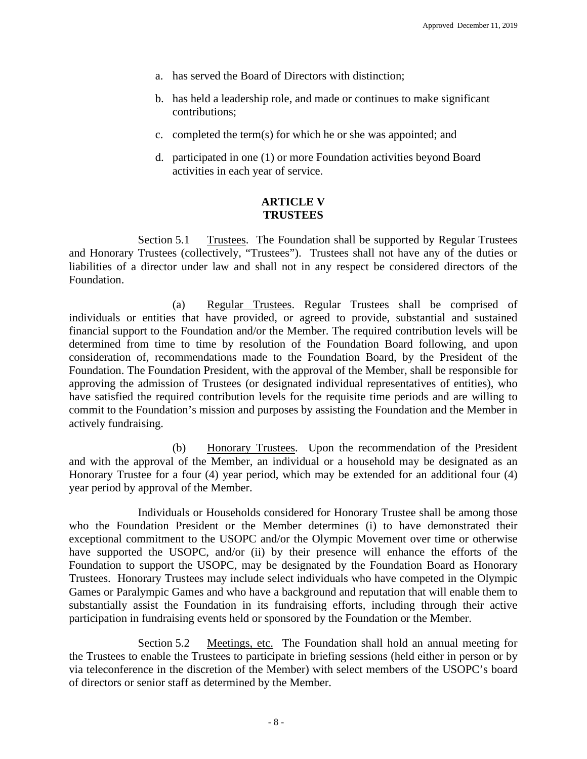a. has served the Board of Directors with distinction;

b. has held a leadership role, and made or continues to make significant contributions;

c. completed the term(s) for which he or she was appointed; and

d. participated in one (1) or more Foundation activities beyond Board activities in each year of service.

## ARTICLE V
## TRUSTEES

Section 5.1 Trustees. The Foundation shall be supported by Regular Trustees and Honorary Trustees (collectively, "Trustees"). Trustees shall not have any of the duties or liabilities of a director under law and shall not in any respect be considered directors of the Foundation.

(a) Regular Trustees. Regular Trustees shall be comprised of individuals or entities that have provided, or agreed to provide, substantial and sustained financial support to the Foundation and/or the Member. The required contribution levels will be determined from time to time by resolution of the Foundation Board following, and upon consideration of, recommendations made to the Foundation Board, by the President of the Foundation. The Foundation President, with the approval of the Member, shall be responsible for approving the admission of Trustees (or designated individual representatives of entities), who have satisfied the required contribution levels for the requisite time periods and are willing to commit to the Foundation's mission and purposes by assisting the Foundation and the Member in actively fundraising.

(b) Honorary Trustees. Upon the recommendation of the President and with the approval of the Member, an individual or a household may be designated as an Honorary Trustee for a four (4) year period, which may be extended for an additional four (4) year period by approval of the Member.

Individuals or Households considered for Honorary Trustee shall be among those who the Foundation President or the Member determines (i) to have demonstrated their exceptional commitment to the USOPC and/or the Olympic Movement over time or otherwise have supported the USOPC, and/or (ii) by their presence will enhance the efforts of the Foundation to support the USOPC, may be designated by the Foundation Board as Honorary Trustees. Honorary Trustees may include select individuals who have competed in the Olympic Games or Paralympic Games and who have a background and reputation that will enable them to substantially assist the Foundation in its fundraising efforts, including through their active participation in fundraising events held or sponsored by the Foundation or the Member.

Section 5.2 Meetings, etc. The Foundation shall hold an annual meeting for the Trustees to enable the Trustees to participate in briefing sessions (held either in person or by via teleconference in the discretion of the Member) with select members of the USOPC's board of directors or senior staff as determined by the Member.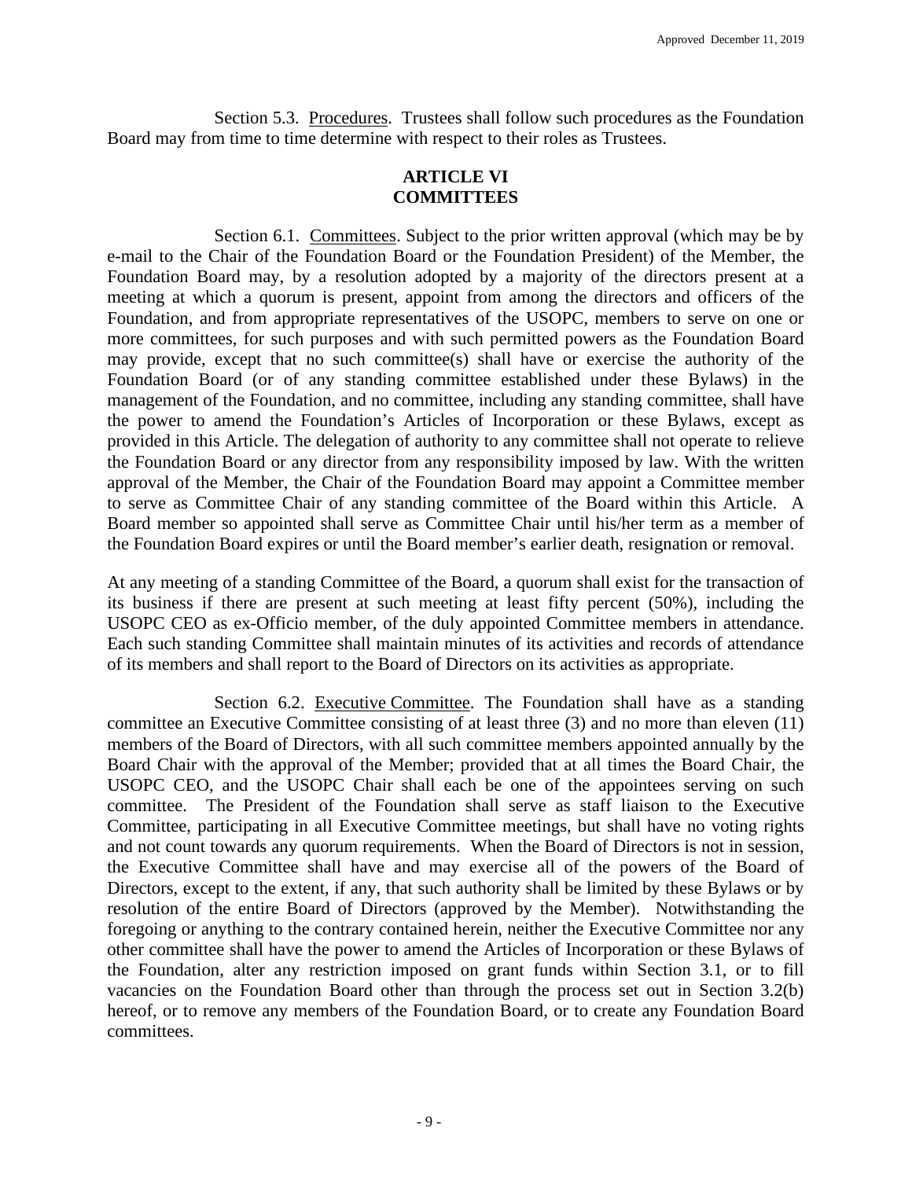Section 5.3. Procedures. Trustees shall follow such procedures as the Foundation Board may from time to time determine with respect to their roles as Trustees.

## ARTICLE VI
## COMMITTEES

Section 6.1. Committees. Subject to the prior written approval (which may be by e-mail to the Chair of the Foundation Board or the Foundation President) of the Member, the Foundation Board may, by a resolution adopted by a majority of the directors present at a meeting at which a quorum is present, appoint from among the directors and officers of the Foundation, and from appropriate representatives of the USOPC, members to serve on one or more committees, for such purposes and with such permitted powers as the Foundation Board may provide, except that no such committee(s) shall have or exercise the authority of the Foundation Board (or of any standing committee established under these Bylaws) in the management of the Foundation, and no committee, including any standing committee, shall have the power to amend the Foundation's Articles of Incorporation or these Bylaws, except as provided in this Article. The delegation of authority to any committee shall not operate to relieve the Foundation Board or any director from any responsibility imposed by law. With the written approval of the Member, the Chair of the Foundation Board may appoint a Committee member to serve as Committee Chair of any standing committee of the Board within this Article. A Board member so appointed shall serve as Committee Chair until his/her term as a member of the Foundation Board expires or until the Board member's earlier death, resignation or removal.

At any meeting of a standing Committee of the Board, a quorum shall exist for the transaction of its business if there are present at such meeting at least fifty percent (50%), including the USOPC CEO as ex-Officio member, of the duly appointed Committee members in attendance. Each such standing Committee shall maintain minutes of its activities and records of attendance of its members and shall report to the Board of Directors on its activities as appropriate.

Section 6.2. Executive Committee. The Foundation shall have as a standing committee an Executive Committee consisting of at least three (3) and no more than eleven (11) members of the Board of Directors, with all such committee members appointed annually by the Board Chair with the approval of the Member; provided that at all times the Board Chair, the USOPC CEO, and the USOPC Chair shall each be one of the appointees serving on such committee. The President of the Foundation shall serve as staff liaison to the Executive Committee, participating in all Executive Committee meetings, but shall have no voting rights and not count towards any quorum requirements. When the Board of Directors is not in session, the Executive Committee shall have and may exercise all of the powers of the Board of Directors, except to the extent, if any, that such authority shall be limited by these Bylaws or by resolution of the entire Board of Directors (approved by the Member). Notwithstanding the foregoing or anything to the contrary contained herein, neither the Executive Committee nor any other committee shall have the power to amend the Articles of Incorporation or these Bylaws of the Foundation, alter any restriction imposed on grant funds within Section 3.1, or to fill vacancies on the Foundation Board other than through the process set out in Section 3.2(b) hereof, or to remove any members of the Foundation Board, or to create any Foundation Board committees.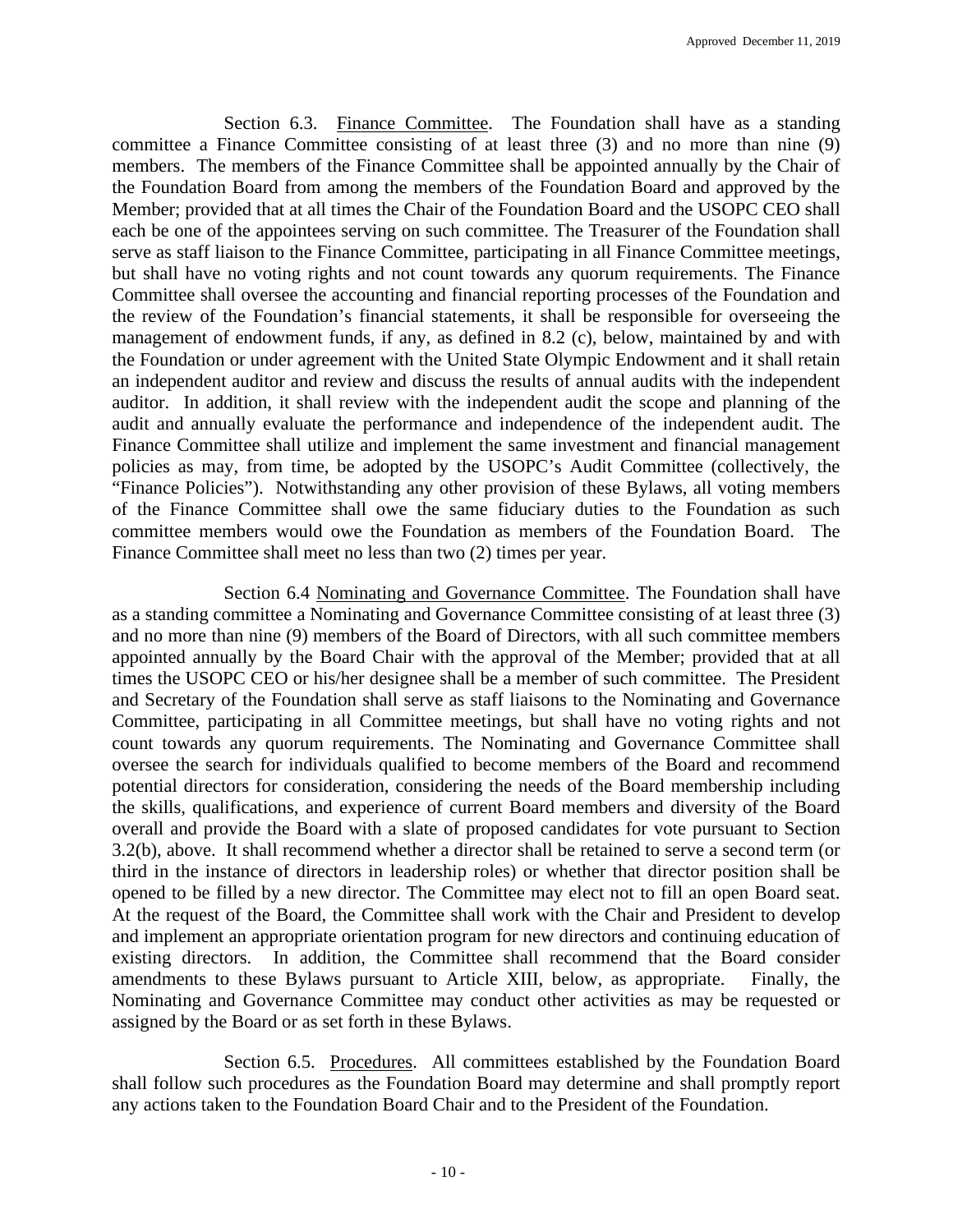Section 6.3. <u>Finance Committee</u>. The Foundation shall have as a standing committee a Finance Committee consisting of at least three (3) and no more than nine (9) members. The members of the Finance Committee shall be appointed annually by the Chair of the Foundation Board from among the members of the Foundation Board and approved by the Member; provided that at all times the Chair of the Foundation Board and the USOPC CEO shall each be one of the appointees serving on such committee. The Treasurer of the Foundation shall serve as staff liaison to the Finance Committee, participating in all Finance Committee meetings, but shall have no voting rights and not count towards any quorum requirements. The Finance Committee shall oversee the accounting and financial reporting processes of the Foundation and the review of the Foundation's financial statements, it shall be responsible for overseeing the management of endowment funds, if any, as defined in 8.2 (c), below, maintained by and with the Foundation or under agreement with the United State Olympic Endowment and it shall retain an independent auditor and review and discuss the results of annual audits with the independent auditor. In addition, it shall review with the independent audit the scope and planning of the audit and annually evaluate the performance and independence of the independent audit. The Finance Committee shall utilize and implement the same investment and financial management policies as may, from time, be adopted by the USOPC's Audit Committee (collectively, the "Finance Policies"). Notwithstanding any other provision of these Bylaws, all voting members of the Finance Committee shall owe the same fiduciary duties to the Foundation as such committee members would owe the Foundation as members of the Foundation Board. The Finance Committee shall meet no less than two (2) times per year.

Section 6.4 <u>Nominating and Governance Committee</u>. The Foundation shall have as a standing committee a Nominating and Governance Committee consisting of at least three (3) and no more than nine (9) members of the Board of Directors, with all such committee members appointed annually by the Board Chair with the approval of the Member; provided that at all times the USOPC CEO or his/her designee shall be a member of such committee. The President and Secretary of the Foundation shall serve as staff liaisons to the Nominating and Governance Committee, participating in all Committee meetings, but shall have no voting rights and not count towards any quorum requirements. The Nominating and Governance Committee shall oversee the search for individuals qualified to become members of the Board and recommend potential directors for consideration, considering the needs of the Board membership including the skills, qualifications, and experience of current Board members and diversity of the Board overall and provide the Board with a slate of proposed candidates for vote pursuant to Section 3.2(b), above. It shall recommend whether a director shall be retained to serve a second term (or third in the instance of directors in leadership roles) or whether that director position shall be opened to be filled by a new director. The Committee may elect not to fill an open Board seat. At the request of the Board, the Committee shall work with the Chair and President to develop and implement an appropriate orientation program for new directors and continuing education of existing directors. In addition, the Committee shall recommend that the Board consider amendments to these Bylaws pursuant to Article XIII, below, as appropriate. Finally, the Nominating and Governance Committee may conduct other activities as may be requested or assigned by the Board or as set forth in these Bylaws.

Section 6.5. <u>Procedures</u>. All committees established by the Foundation Board shall follow such procedures as the Foundation Board may determine and shall promptly report any actions taken to the Foundation Board Chair and to the President of the Foundation.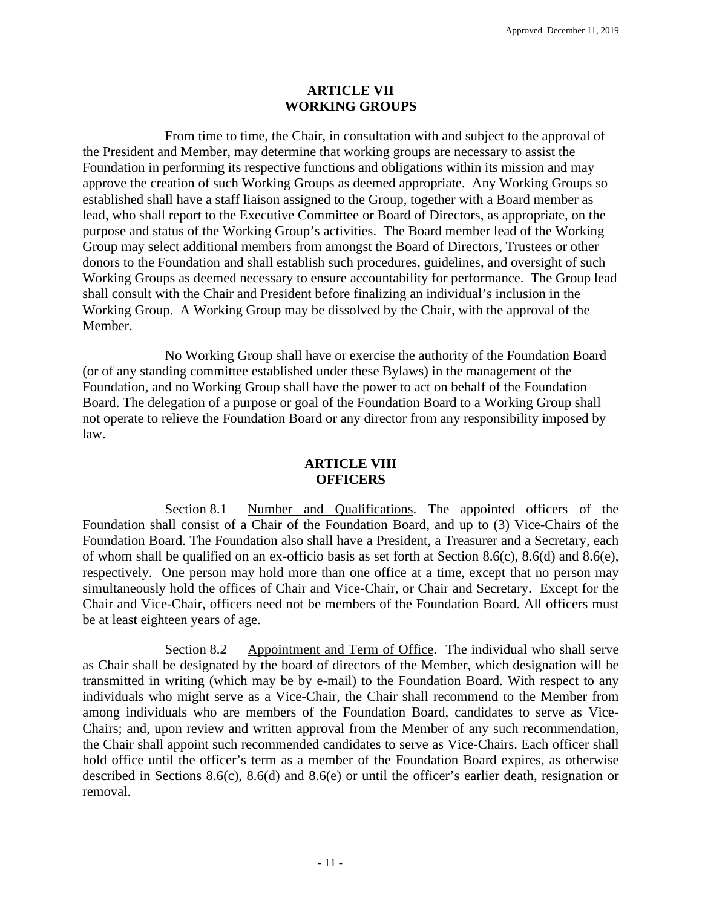## ARTICLE VII
## WORKING GROUPS

From time to time, the Chair, in consultation with and subject to the approval of the President and Member, may determine that working groups are necessary to assist the Foundation in performing its respective functions and obligations within its mission and may approve the creation of such Working Groups as deemed appropriate. Any Working Groups so established shall have a staff liaison assigned to the Group, together with a Board member as lead, who shall report to the Executive Committee or Board of Directors, as appropriate, on the purpose and status of the Working Group's activities. The Board member lead of the Working Group may select additional members from amongst the Board of Directors, Trustees or other donors to the Foundation and shall establish such procedures, guidelines, and oversight of such Working Groups as deemed necessary to ensure accountability for performance. The Group lead shall consult with the Chair and President before finalizing an individual's inclusion in the Working Group. A Working Group may be dissolved by the Chair, with the approval of the Member.

No Working Group shall have or exercise the authority of the Foundation Board (or of any standing committee established under these Bylaws) in the management of the Foundation, and no Working Group shall have the power to act on behalf of the Foundation Board. The delegation of a purpose or goal of the Foundation Board to a Working Group shall not operate to relieve the Foundation Board or any director from any responsibility imposed by law.

## ARTICLE VIII
## OFFICERS

Section 8.1 Number and Qualifications. The appointed officers of the Foundation shall consist of a Chair of the Foundation Board, and up to (3) Vice-Chairs of the Foundation Board. The Foundation also shall have a President, a Treasurer and a Secretary, each of whom shall be qualified on an ex-officio basis as set forth at Section 8.6(c), 8.6(d) and 8.6(e), respectively. One person may hold more than one office at a time, except that no person may simultaneously hold the offices of Chair and Vice-Chair, or Chair and Secretary. Except for the Chair and Vice-Chair, officers need not be members of the Foundation Board. All officers must be at least eighteen years of age.

Section 8.2 Appointment and Term of Office. The individual who shall serve as Chair shall be designated by the board of directors of the Member, which designation will be transmitted in writing (which may be by e-mail) to the Foundation Board. With respect to any individuals who might serve as a Vice-Chair, the Chair shall recommend to the Member from among individuals who are members of the Foundation Board, candidates to serve as Vice-Chairs; and, upon review and written approval from the Member of any such recommendation, the Chair shall appoint such recommended candidates to serve as Vice-Chairs. Each officer shall hold office until the officer's term as a member of the Foundation Board expires, as otherwise described in Sections 8.6(c), 8.6(d) and 8.6(e) or until the officer's earlier death, resignation or removal.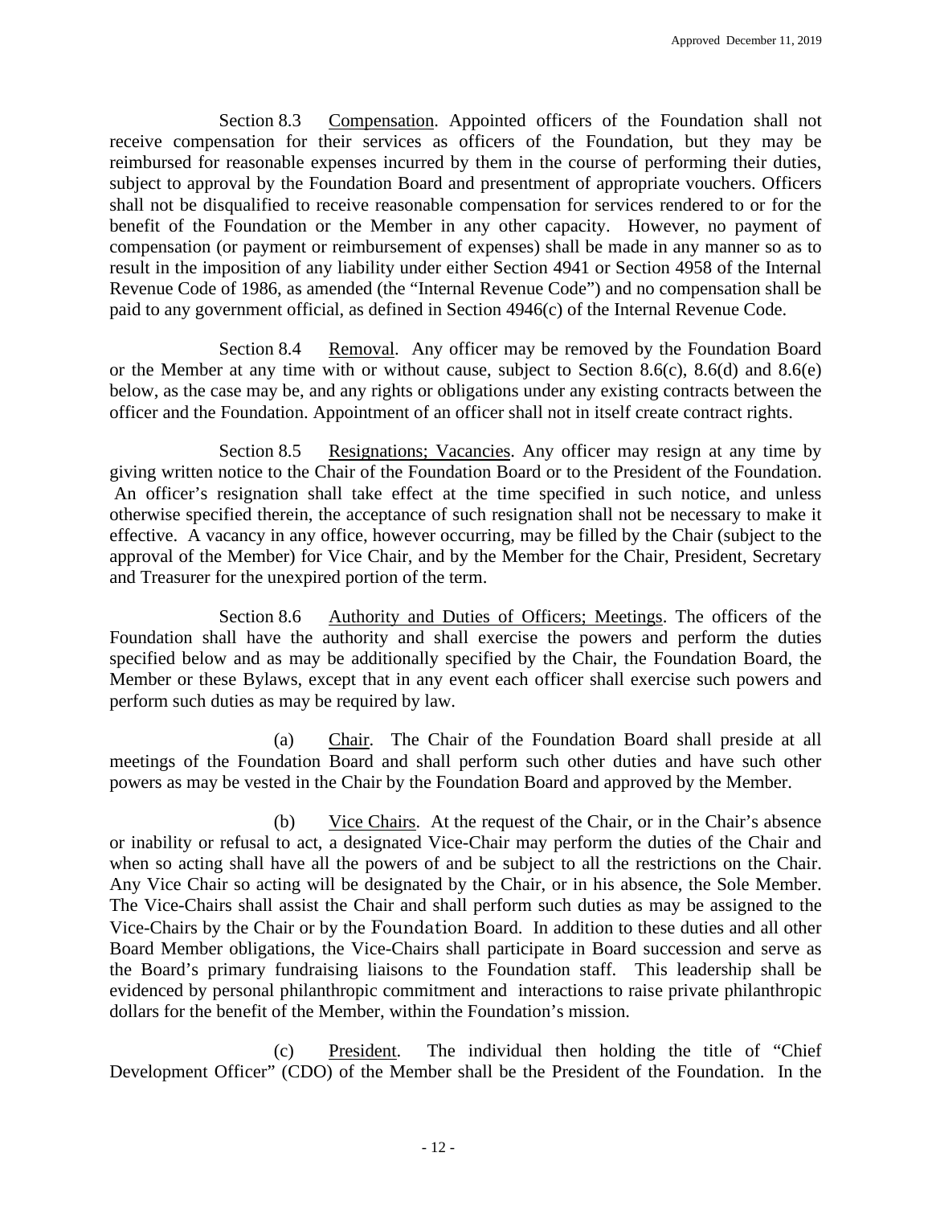Section 8.3 Compensation. Appointed officers of the Foundation shall not receive compensation for their services as officers of the Foundation, but they may be reimbursed for reasonable expenses incurred by them in the course of performing their duties, subject to approval by the Foundation Board and presentment of appropriate vouchers. Officers shall not be disqualified to receive reasonable compensation for services rendered to or for the benefit of the Foundation or the Member in any other capacity. However, no payment of compensation (or payment or reimbursement of expenses) shall be made in any manner so as to result in the imposition of any liability under either Section 4941 or Section 4958 of the Internal Revenue Code of 1986, as amended (the "Internal Revenue Code") and no compensation shall be paid to any government official, as defined in Section 4946(c) of the Internal Revenue Code.

Section 8.4 Removal. Any officer may be removed by the Foundation Board or the Member at any time with or without cause, subject to Section 8.6(c), 8.6(d) and 8.6(e) below, as the case may be, and any rights or obligations under any existing contracts between the officer and the Foundation. Appointment of an officer shall not in itself create contract rights.

Section 8.5 Resignations; Vacancies. Any officer may resign at any time by giving written notice to the Chair of the Foundation Board or to the President of the Foundation. An officer's resignation shall take effect at the time specified in such notice, and unless otherwise specified therein, the acceptance of such resignation shall not be necessary to make it effective. A vacancy in any office, however occurring, may be filled by the Chair (subject to the approval of the Member) for Vice Chair, and by the Member for the Chair, President, Secretary and Treasurer for the unexpired portion of the term.

Section 8.6 Authority and Duties of Officers; Meetings. The officers of the Foundation shall have the authority and shall exercise the powers and perform the duties specified below and as may be additionally specified by the Chair, the Foundation Board, the Member or these Bylaws, except that in any event each officer shall exercise such powers and perform such duties as may be required by law.

(a) Chair. The Chair of the Foundation Board shall preside at all meetings of the Foundation Board and shall perform such other duties and have such other powers as may be vested in the Chair by the Foundation Board and approved by the Member.

(b) Vice Chairs. At the request of the Chair, or in the Chair's absence or inability or refusal to act, a designated Vice-Chair may perform the duties of the Chair and when so acting shall have all the powers of and be subject to all the restrictions on the Chair. Any Vice Chair so acting will be designated by the Chair, or in his absence, the Sole Member. The Vice-Chairs shall assist the Chair and shall perform such duties as may be assigned to the Vice-Chairs by the Chair or by the Foundation Board. In addition to these duties and all other Board Member obligations, the Vice-Chairs shall participate in Board succession and serve as the Board's primary fundraising liaisons to the Foundation staff. This leadership shall be evidenced by personal philanthropic commitment and interactions to raise private philanthropic dollars for the benefit of the Member, within the Foundation's mission.

(c) President. The individual then holding the title of "Chief Development Officer" (CDO) of the Member shall be the President of the Foundation. In the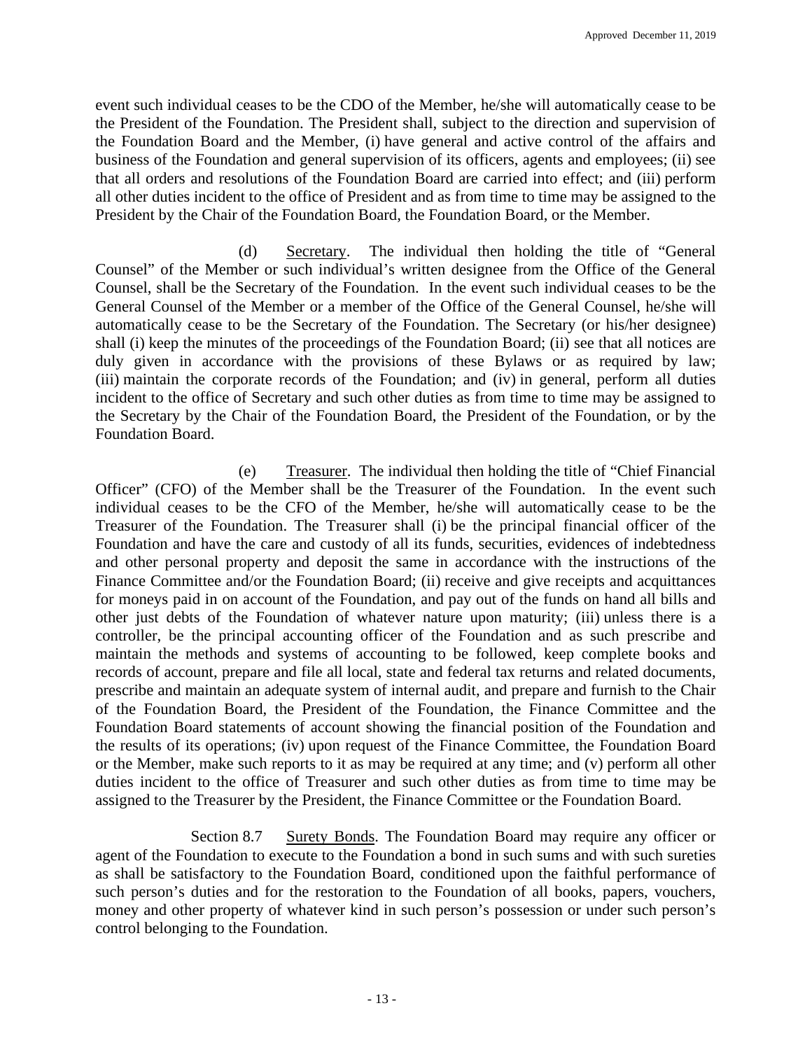event such individual ceases to be the CDO of the Member, he/she will automatically cease to be the President of the Foundation. The President shall, subject to the direction and supervision of the Foundation Board and the Member, (i) have general and active control of the affairs and business of the Foundation and general supervision of its officers, agents and employees; (ii) see that all orders and resolutions of the Foundation Board are carried into effect; and (iii) perform all other duties incident to the office of President and as from time to time may be assigned to the President by the Chair of the Foundation Board, the Foundation Board, or the Member.

(d) Secretary. The individual then holding the title of "General Counsel" of the Member or such individual's written designee from the Office of the General Counsel, shall be the Secretary of the Foundation. In the event such individual ceases to be the General Counsel of the Member or a member of the Office of the General Counsel, he/she will automatically cease to be the Secretary of the Foundation. The Secretary (or his/her designee) shall (i) keep the minutes of the proceedings of the Foundation Board; (ii) see that all notices are duly given in accordance with the provisions of these Bylaws or as required by law; (iii) maintain the corporate records of the Foundation; and (iv) in general, perform all duties incident to the office of Secretary and such other duties as from time to time may be assigned to the Secretary by the Chair of the Foundation Board, the President of the Foundation, or by the Foundation Board.

(e) Treasurer. The individual then holding the title of "Chief Financial Officer" (CFO) of the Member shall be the Treasurer of the Foundation. In the event such individual ceases to be the CFO of the Member, he/she will automatically cease to be the Treasurer of the Foundation. The Treasurer shall (i) be the principal financial officer of the Foundation and have the care and custody of all its funds, securities, evidences of indebtedness and other personal property and deposit the same in accordance with the instructions of the Finance Committee and/or the Foundation Board; (ii) receive and give receipts and acquittances for moneys paid in on account of the Foundation, and pay out of the funds on hand all bills and other just debts of the Foundation of whatever nature upon maturity; (iii) unless there is a controller, be the principal accounting officer of the Foundation and as such prescribe and maintain the methods and systems of accounting to be followed, keep complete books and records of account, prepare and file all local, state and federal tax returns and related documents, prescribe and maintain an adequate system of internal audit, and prepare and furnish to the Chair of the Foundation Board, the President of the Foundation, the Finance Committee and the Foundation Board statements of account showing the financial position of the Foundation and the results of its operations; (iv) upon request of the Finance Committee, the Foundation Board or the Member, make such reports to it as may be required at any time; and (v) perform all other duties incident to the office of Treasurer and such other duties as from time to time may be assigned to the Treasurer by the President, the Finance Committee or the Foundation Board.

Section 8.7 Surety Bonds. The Foundation Board may require any officer or agent of the Foundation to execute to the Foundation a bond in such sums and with such sureties as shall be satisfactory to the Foundation Board, conditioned upon the faithful performance of such person's duties and for the restoration to the Foundation of all books, papers, vouchers, money and other property of whatever kind in such person's possession or under such person's control belonging to the Foundation.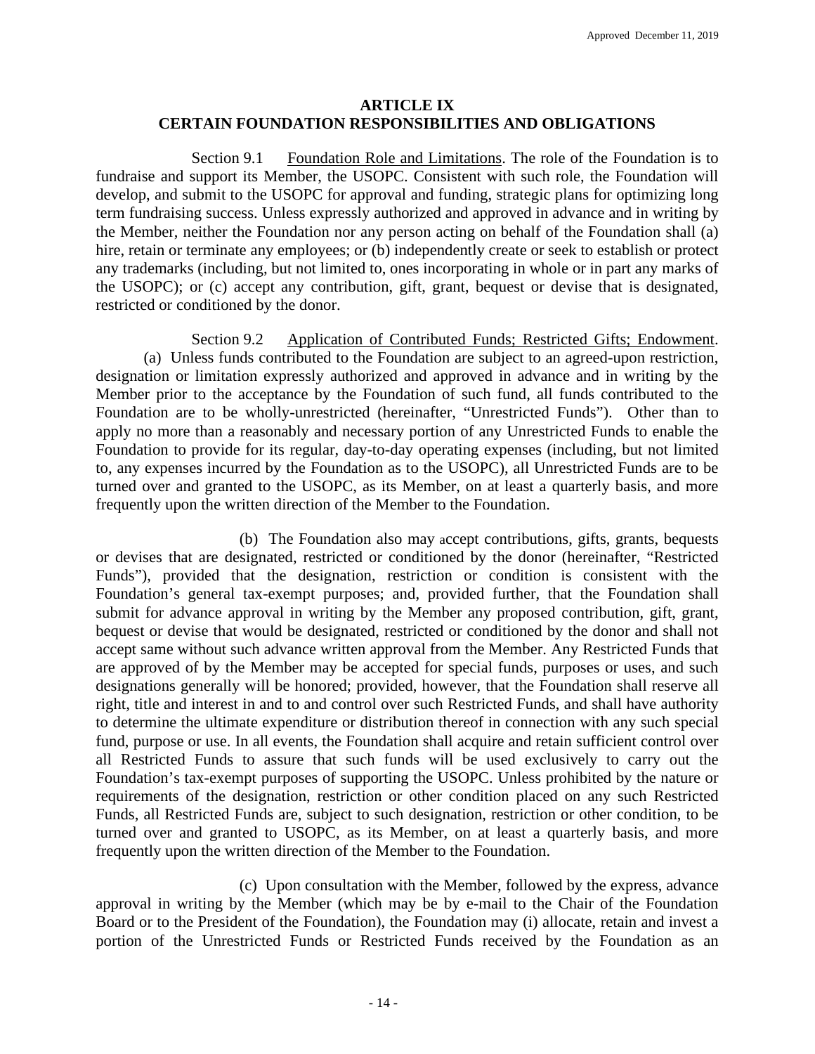# ARTICLE IX
# CERTAIN FOUNDATION RESPONSIBILITIES AND OBLIGATIONS

Section 9.1 Foundation Role and Limitations. The role of the Foundation is to fundraise and support its Member, the USOPC. Consistent with such role, the Foundation will develop, and submit to the USOPC for approval and funding, strategic plans for optimizing long term fundraising success. Unless expressly authorized and approved in advance and in writing by the Member, neither the Foundation nor any person acting on behalf of the Foundation shall (a) hire, retain or terminate any employees; or (b) independently create or seek to establish or protect any trademarks (including, but not limited to, ones incorporating in whole or in part any marks of the USOPC); or (c) accept any contribution, gift, grant, bequest or devise that is designated, restricted or conditioned by the donor.

Section 9.2 Application of Contributed Funds; Restricted Gifts; Endowment.
(a) Unless funds contributed to the Foundation are subject to an agreed-upon restriction, designation or limitation expressly authorized and approved in advance and in writing by the Member prior to the acceptance by the Foundation of such fund, all funds contributed to the Foundation are to be wholly-unrestricted (hereinafter, "Unrestricted Funds"). Other than to apply no more than a reasonably and necessary portion of any Unrestricted Funds to enable the Foundation to provide for its regular, day-to-day operating expenses (including, but not limited to, any expenses incurred by the Foundation as to the USOPC), all Unrestricted Funds are to be turned over and granted to the USOPC, as its Member, on at least a quarterly basis, and more frequently upon the written direction of the Member to the Foundation.

(b) The Foundation also may accept contributions, gifts, grants, bequests or devises that are designated, restricted or conditioned by the donor (hereinafter, "Restricted Funds"), provided that the designation, restriction or condition is consistent with the Foundation's general tax-exempt purposes; and, provided further, that the Foundation shall submit for advance approval in writing by the Member any proposed contribution, gift, grant, bequest or devise that would be designated, restricted or conditioned by the donor and shall not accept same without such advance written approval from the Member. Any Restricted Funds that are approved of by the Member may be accepted for special funds, purposes or uses, and such designations generally will be honored; provided, however, that the Foundation shall reserve all right, title and interest in and to and control over such Restricted Funds, and shall have authority to determine the ultimate expenditure or distribution thereof in connection with any such special fund, purpose or use. In all events, the Foundation shall acquire and retain sufficient control over all Restricted Funds to assure that such funds will be used exclusively to carry out the Foundation's tax-exempt purposes of supporting the USOPC. Unless prohibited by the nature or requirements of the designation, restriction or other condition placed on any such Restricted Funds, all Restricted Funds are, subject to such designation, restriction or other condition, to be turned over and granted to USOPC, as its Member, on at least a quarterly basis, and more frequently upon the written direction of the Member to the Foundation.

(c) Upon consultation with the Member, followed by the express, advance approval in writing by the Member (which may be by e-mail to the Chair of the Foundation Board or to the President of the Foundation), the Foundation may (i) allocate, retain and invest a portion of the Unrestricted Funds or Restricted Funds received by the Foundation as an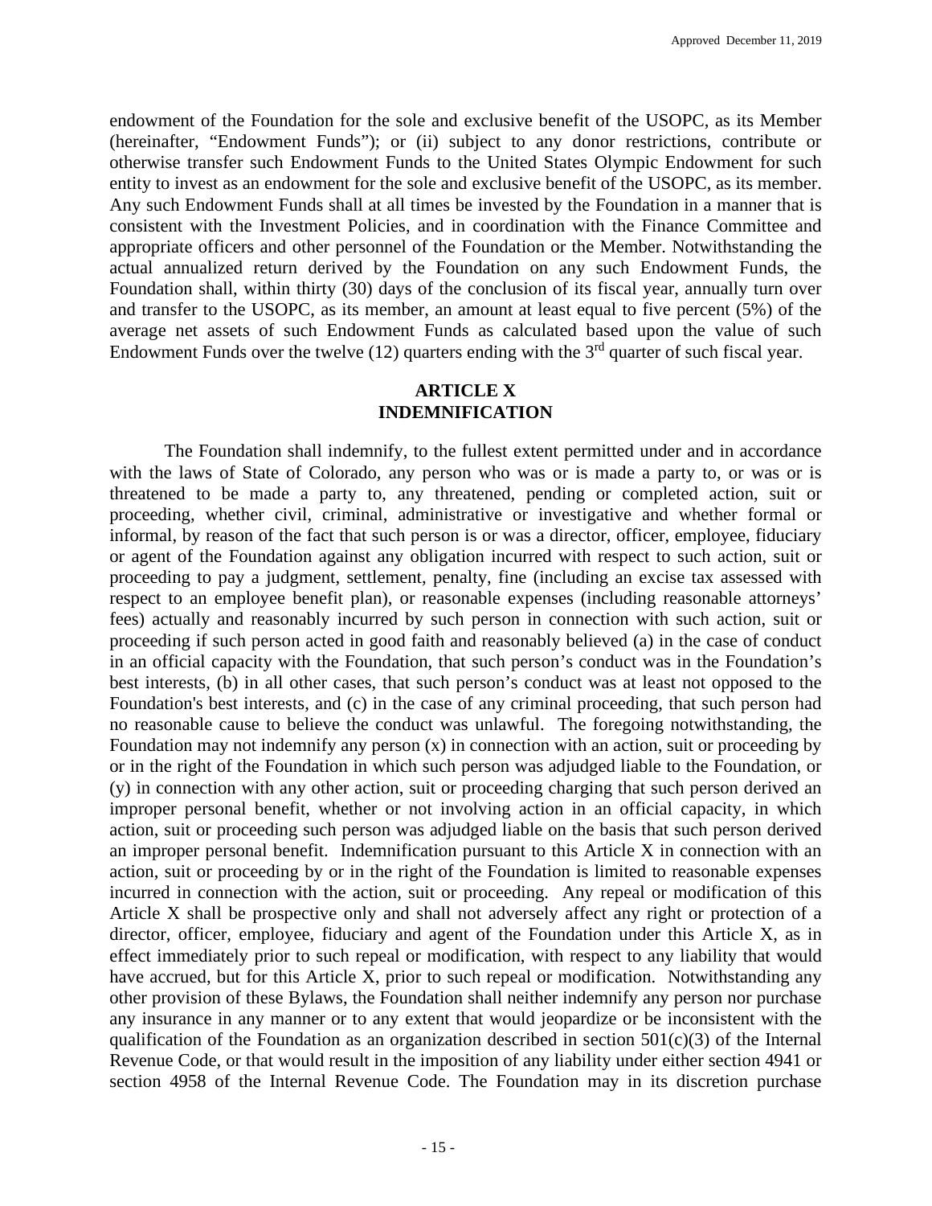endowment of the Foundation for the sole and exclusive benefit of the USOPC, as its Member (hereinafter, "Endowment Funds"); or (ii) subject to any donor restrictions, contribute or otherwise transfer such Endowment Funds to the United States Olympic Endowment for such entity to invest as an endowment for the sole and exclusive benefit of the USOPC, as its member. Any such Endowment Funds shall at all times be invested by the Foundation in a manner that is consistent with the Investment Policies, and in coordination with the Finance Committee and appropriate officers and other personnel of the Foundation or the Member. Notwithstanding the actual annualized return derived by the Foundation on any such Endowment Funds, the Foundation shall, within thirty (30) days of the conclusion of its fiscal year, annually turn over and transfer to the USOPC, as its member, an amount at least equal to five percent (5%) of the average net assets of such Endowment Funds as calculated based upon the value of such Endowment Funds over the twelve (12) quarters ending with the 3rd quarter of such fiscal year.

## ARTICLE X
## INDEMNIFICATION

The Foundation shall indemnify, to the fullest extent permitted under and in accordance with the laws of State of Colorado, any person who was or is made a party to, or was or is threatened to be made a party to, any threatened, pending or completed action, suit or proceeding, whether civil, criminal, administrative or investigative and whether formal or informal, by reason of the fact that such person is or was a director, officer, employee, fiduciary or agent of the Foundation against any obligation incurred with respect to such action, suit or proceeding to pay a judgment, settlement, penalty, fine (including an excise tax assessed with respect to an employee benefit plan), or reasonable expenses (including reasonable attorneys' fees) actually and reasonably incurred by such person in connection with such action, suit or proceeding if such person acted in good faith and reasonably believed (a) in the case of conduct in an official capacity with the Foundation, that such person's conduct was in the Foundation's best interests, (b) in all other cases, that such person's conduct was at least not opposed to the Foundation's best interests, and (c) in the case of any criminal proceeding, that such person had no reasonable cause to believe the conduct was unlawful. The foregoing notwithstanding, the Foundation may not indemnify any person (x) in connection with an action, suit or proceeding by or in the right of the Foundation in which such person was adjudged liable to the Foundation, or (y) in connection with any other action, suit or proceeding charging that such person derived an improper personal benefit, whether or not involving action in an official capacity, in which action, suit or proceeding such person was adjudged liable on the basis that such person derived an improper personal benefit. Indemnification pursuant to this Article X in connection with an action, suit or proceeding by or in the right of the Foundation is limited to reasonable expenses incurred in connection with the action, suit or proceeding. Any repeal or modification of this Article X shall be prospective only and shall not adversely affect any right or protection of a director, officer, employee, fiduciary and agent of the Foundation under this Article X, as in effect immediately prior to such repeal or modification, with respect to any liability that would have accrued, but for this Article X, prior to such repeal or modification. Notwithstanding any other provision of these Bylaws, the Foundation shall neither indemnify any person nor purchase any insurance in any manner or to any extent that would jeopardize or be inconsistent with the qualification of the Foundation as an organization described in section 501(c)(3) of the Internal Revenue Code, or that would result in the imposition of any liability under either section 4941 or section 4958 of the Internal Revenue Code. The Foundation may in its discretion purchase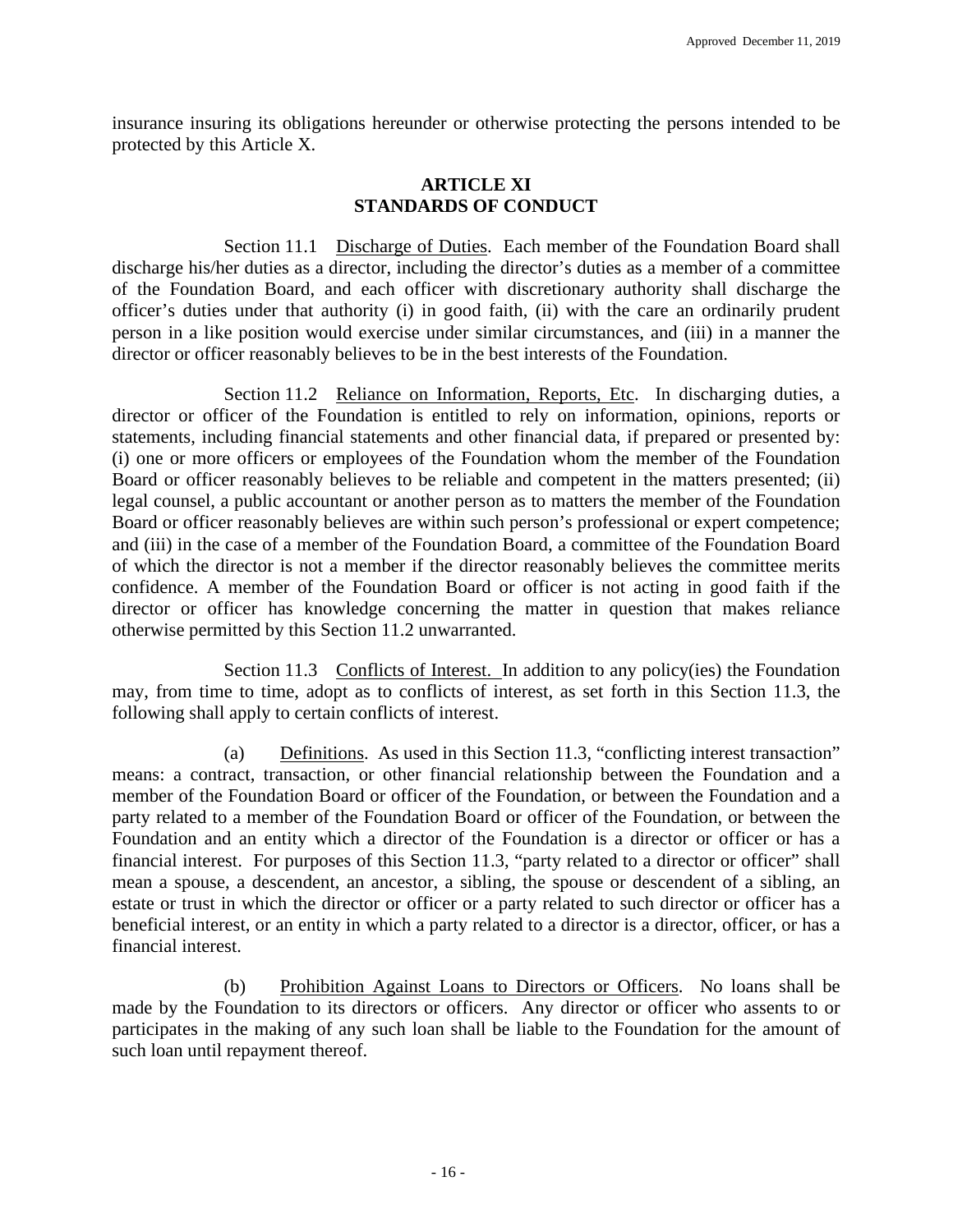insurance insuring its obligations hereunder or otherwise protecting the persons intended to be protected by this Article X.

## ARTICLE XI
## STANDARDS OF CONDUCT

Section 11.1 Discharge of Duties. Each member of the Foundation Board shall discharge his/her duties as a director, including the director's duties as a member of a committee of the Foundation Board, and each officer with discretionary authority shall discharge the officer's duties under that authority (i) in good faith, (ii) with the care an ordinarily prudent person in a like position would exercise under similar circumstances, and (iii) in a manner the director or officer reasonably believes to be in the best interests of the Foundation.

Section 11.2 Reliance on Information, Reports, Etc. In discharging duties, a director or officer of the Foundation is entitled to rely on information, opinions, reports or statements, including financial statements and other financial data, if prepared or presented by: (i) one or more officers or employees of the Foundation whom the member of the Foundation Board or officer reasonably believes to be reliable and competent in the matters presented; (ii) legal counsel, a public accountant or another person as to matters the member of the Foundation Board or officer reasonably believes are within such person's professional or expert competence; and (iii) in the case of a member of the Foundation Board, a committee of the Foundation Board of which the director is not a member if the director reasonably believes the committee merits confidence. A member of the Foundation Board or officer is not acting in good faith if the director or officer has knowledge concerning the matter in question that makes reliance otherwise permitted by this Section 11.2 unwarranted.

Section 11.3 Conflicts of Interest. In addition to any policy(ies) the Foundation may, from time to time, adopt as to conflicts of interest, as set forth in this Section 11.3, the following shall apply to certain conflicts of interest.

(a) Definitions. As used in this Section 11.3, "conflicting interest transaction" means: a contract, transaction, or other financial relationship between the Foundation and a member of the Foundation Board or officer of the Foundation, or between the Foundation and a party related to a member of the Foundation Board or officer of the Foundation, or between the Foundation and an entity which a director of the Foundation is a director or officer or has a financial interest. For purposes of this Section 11.3, "party related to a director or officer" shall mean a spouse, a descendent, an ancestor, a sibling, the spouse or descendent of a sibling, an estate or trust in which the director or officer or a party related to such director or officer has a beneficial interest, or an entity in which a party related to a director is a director, officer, or has a financial interest.

(b) Prohibition Against Loans to Directors or Officers. No loans shall be made by the Foundation to its directors or officers. Any director or officer who assents to or participates in the making of any such loan shall be liable to the Foundation for the amount of such loan until repayment thereof.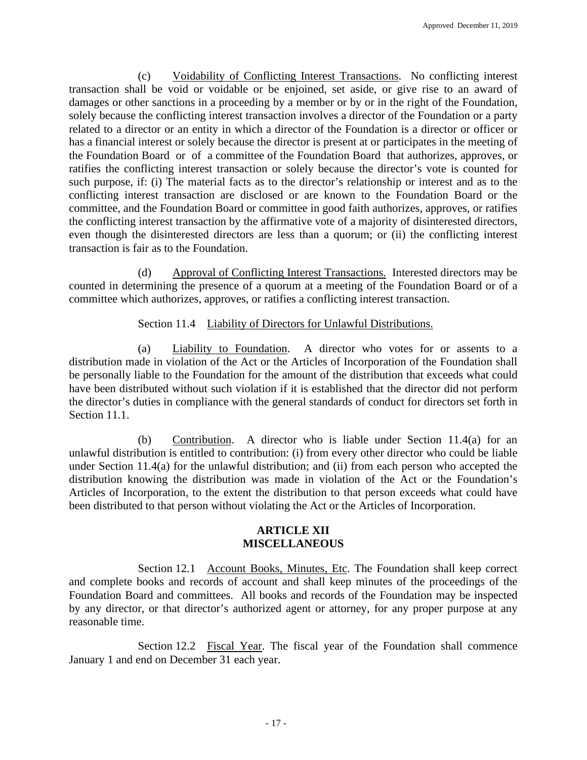(c) Voidability of Conflicting Interest Transactions. No conflicting interest transaction shall be void or voidable or be enjoined, set aside, or give rise to an award of damages or other sanctions in a proceeding by a member or by or in the right of the Foundation, solely because the conflicting interest transaction involves a director of the Foundation or a party related to a director or an entity in which a director of the Foundation is a director or officer or has a financial interest or solely because the director is present at or participates in the meeting of the Foundation Board or of a committee of the Foundation Board that authorizes, approves, or ratifies the conflicting interest transaction or solely because the director's vote is counted for such purpose, if: (i) The material facts as to the director's relationship or interest and as to the conflicting interest transaction are disclosed or are known to the Foundation Board or the committee, and the Foundation Board or committee in good faith authorizes, approves, or ratifies the conflicting interest transaction by the affirmative vote of a majority of disinterested directors, even though the disinterested directors are less than a quorum; or (ii) the conflicting interest transaction is fair as to the Foundation.

(d) Approval of Conflicting Interest Transactions. Interested directors may be counted in determining the presence of a quorum at a meeting of the Foundation Board or of a committee which authorizes, approves, or ratifies a conflicting interest transaction.

Section 11.4 Liability of Directors for Unlawful Distributions.

(a) Liability to Foundation. A director who votes for or assents to a distribution made in violation of the Act or the Articles of Incorporation of the Foundation shall be personally liable to the Foundation for the amount of the distribution that exceeds what could have been distributed without such violation if it is established that the director did not perform the director's duties in compliance with the general standards of conduct for directors set forth in Section 11.1.

(b) Contribution. A director who is liable under Section 11.4(a) for an unlawful distribution is entitled to contribution: (i) from every other director who could be liable under Section 11.4(a) for the unlawful distribution; and (ii) from each person who accepted the distribution knowing the distribution was made in violation of the Act or the Foundation's Articles of Incorporation, to the extent the distribution to that person exceeds what could have been distributed to that person without violating the Act or the Articles of Incorporation.

## ARTICLE XII
## MISCELLANEOUS

Section 12.1 Account Books, Minutes, Etc. The Foundation shall keep correct and complete books and records of account and shall keep minutes of the proceedings of the Foundation Board and committees. All books and records of the Foundation may be inspected by any director, or that director's authorized agent or attorney, for any proper purpose at any reasonable time.

Section 12.2 Fiscal Year. The fiscal year of the Foundation shall commence January 1 and end on December 31 each year.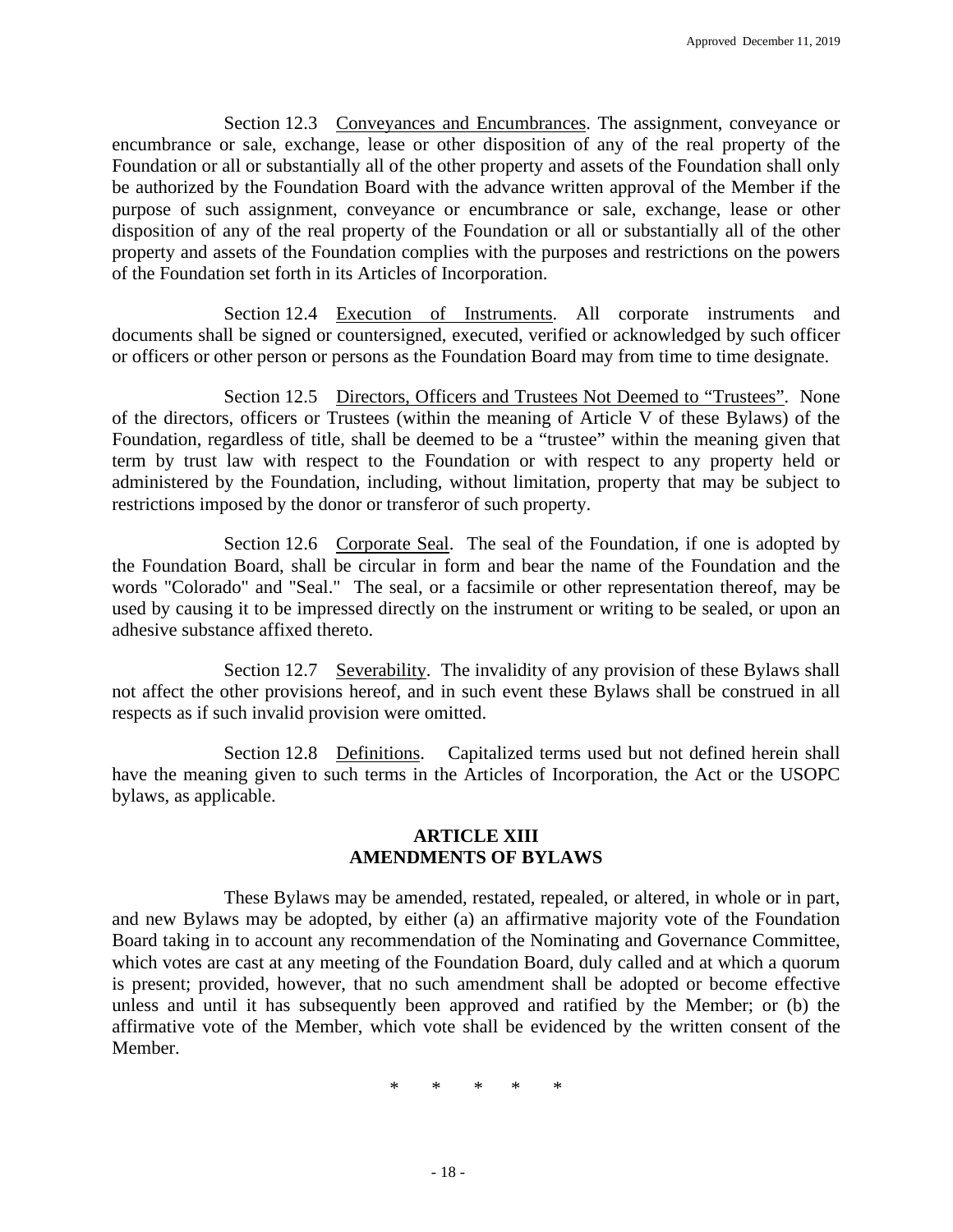Section 12.3 Conveyances and Encumbrances. The assignment, conveyance or encumbrance or sale, exchange, lease or other disposition of any of the real property of the Foundation or all or substantially all of the other property and assets of the Foundation shall only be authorized by the Foundation Board with the advance written approval of the Member if the purpose of such assignment, conveyance or encumbrance or sale, exchange, lease or other disposition of any of the real property of the Foundation or all or substantially all of the other property and assets of the Foundation complies with the purposes and restrictions on the powers of the Foundation set forth in its Articles of Incorporation.

Section 12.4 Execution of Instruments. All corporate instruments and documents shall be signed or countersigned, executed, verified or acknowledged by such officer or officers or other person or persons as the Foundation Board may from time to time designate.

Section 12.5 Directors, Officers and Trustees Not Deemed to "Trustees". None of the directors, officers or Trustees (within the meaning of Article V of these Bylaws) of the Foundation, regardless of title, shall be deemed to be a "trustee" within the meaning given that term by trust law with respect to the Foundation or with respect to any property held or administered by the Foundation, including, without limitation, property that may be subject to restrictions imposed by the donor or transferor of such property.

Section 12.6 Corporate Seal. The seal of the Foundation, if one is adopted by the Foundation Board, shall be circular in form and bear the name of the Foundation and the words "Colorado" and "Seal." The seal, or a facsimile or other representation thereof, may be used by causing it to be impressed directly on the instrument or writing to be sealed, or upon an adhesive substance affixed thereto.

Section 12.7 Severability. The invalidity of any provision of these Bylaws shall not affect the other provisions hereof, and in such event these Bylaws shall be construed in all respects as if such invalid provision were omitted.

Section 12.8 Definitions. Capitalized terms used but not defined herein shall have the meaning given to such terms in the Articles of Incorporation, the Act or the USOPC bylaws, as applicable.

## ARTICLE XIII
## AMENDMENTS OF BYLAWS

These Bylaws may be amended, restated, repealed, or altered, in whole or in part, and new Bylaws may be adopted, by either (a) an affirmative majority vote of the Foundation Board taking in to account any recommendation of the Nominating and Governance Committee, which votes are cast at any meeting of the Foundation Board, duly called and at which a quorum is present; provided, however, that no such amendment shall be adopted or become effective unless and until it has subsequently been approved and ratified by the Member; or (b) the affirmative vote of the Member, which vote shall be evidenced by the written consent of the Member.

\* \* \* \* \*